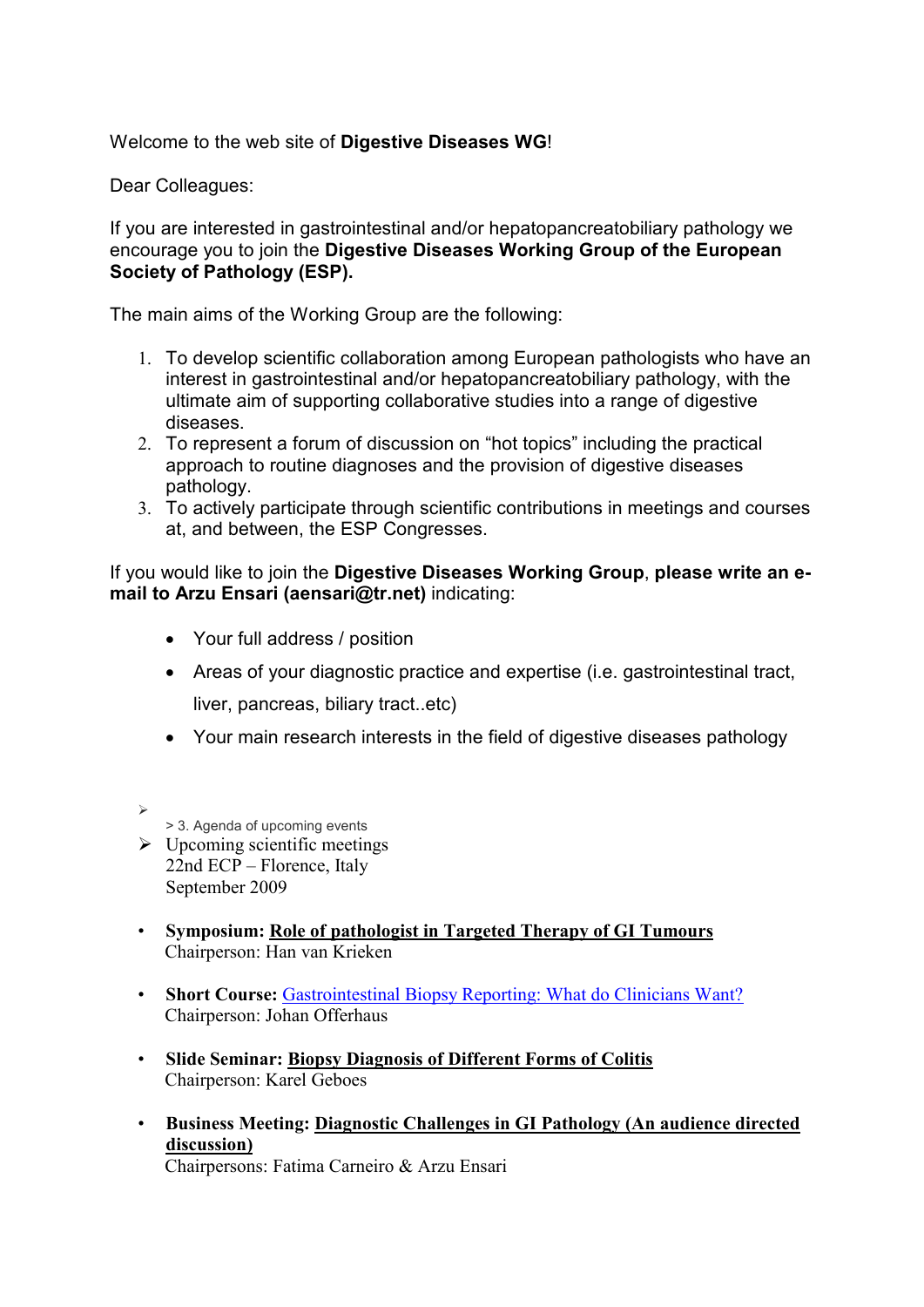Welcome to the web site of **Digestive Diseases WG**!

Dear Colleagues:

If you are interested in gastrointestinal and/or hepatopancreatobiliary pathology we encourage you to join the **Digestive Diseases Working Group of the European Society of Pathology (ESP).**

The main aims of the Working Group are the following:

1. To develop scientific collaboration among European pathologists who have an interest in gastrointestinal and/or hepatopancreatobiliary pathology, with the ultimate aim of supporting collaborative studies into a range of digestive diseases.
2. To represent a forum of discussion on "hot topics" including the practical approach to routine diagnoses and the provision of digestive diseases pathology.
3. To actively participate through scientific contributions in meetings and courses at, and between, the ESP Congresses.

If you would like to join the **Digestive Diseases Working Group**, **please write an e-mail to Arzu Ensari (aensari@tr.net)** indicating:

- Your full address / position
- Areas of your diagnostic practice and expertise (i.e. gastrointestinal tract, liver, pancreas, biliary tract..etc)
- Your main research interests in the field of digestive diseases pathology

- > 3. Agenda of upcoming events
- Upcoming scientific meetings
  22nd ECP – Florence, Italy
  September 2009

- **Symposium: Role of pathologist in Targeted Therapy of GI Tumours**
  Chairperson: Han van Krieken

- **Short Course:** Gastrointestinal Biopsy Reporting: What do Clinicians Want?
  Chairperson: Johan Offerhaus

- **Slide Seminar: Biopsy Diagnosis of Different Forms of Colitis**
  Chairperson: Karel Geboes

- **Business Meeting: Diagnostic Challenges in GI Pathology (An audience directed discussion)**
  Chairpersons: Fatima Carneiro & Arzu Ensari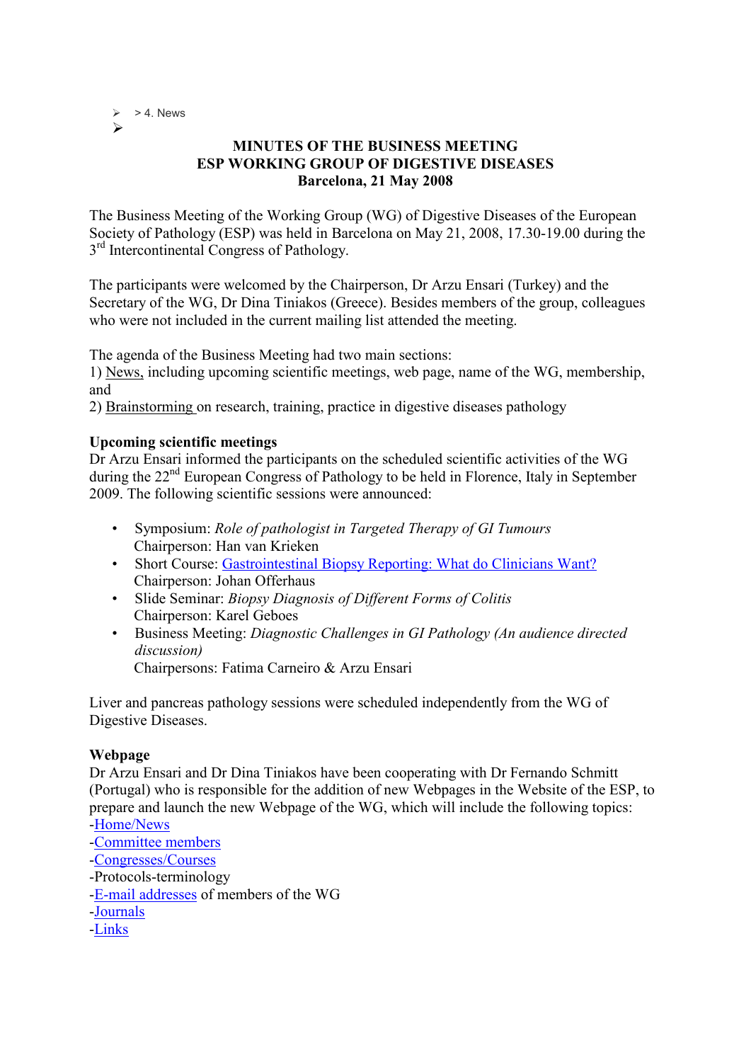- > 4. News
- 

## MINUTES OF THE BUSINESS MEETING
## ESP WORKING GROUP OF DIGESTIVE DISEASES
## Barcelona, 21 May 2008

The Business Meeting of the Working Group (WG) of Digestive Diseases of the European Society of Pathology (ESP) was held in Barcelona on May 21, 2008, 17.30-19.00 during the 3rd Intercontinental Congress of Pathology.

The participants were welcomed by the Chairperson, Dr Arzu Ensari (Turkey) and the Secretary of the WG, Dr Dina Tiniakos (Greece). Besides members of the group, colleagues who were not included in the current mailing list attended the meeting.

The agenda of the Business Meeting had two main sections:
1) News, including upcoming scientific meetings, web page, name of the WG, membership, and
2) Brainstorming on research, training, practice in digestive diseases pathology

**Upcoming scientific meetings**
Dr Arzu Ensari informed the participants on the scheduled scientific activities of the WG during the 22nd European Congress of Pathology to be held in Florence, Italy in September 2009. The following scientific sessions were announced:

- Symposium: *Role of pathologist in Targeted Therapy of GI Tumours*
  Chairperson: Han van Krieken
- Short Course: Gastrointestinal Biopsy Reporting: What do Clinicians Want?
  Chairperson: Johan Offerhaus
- Slide Seminar: *Biopsy Diagnosis of Different Forms of Colitis*
  Chairperson: Karel Geboes
- Business Meeting: *Diagnostic Challenges in GI Pathology (An audience directed discussion)*
  Chairpersons: Fatima Carneiro & Arzu Ensari

Liver and pancreas pathology sessions were scheduled independently from the WG of Digestive Diseases.

**Webpage**
Dr Arzu Ensari and Dr Dina Tiniakos have been cooperating with Dr Fernando Schmitt (Portugal) who is responsible for the addition of new Webpages in the Website of the ESP, to prepare and launch the new Webpage of the WG, which will include the following topics:
-Home/News
-Committee members
-Congresses/Courses
-Protocols-terminology
-E-mail addresses of members of the WG
-Journals
-Links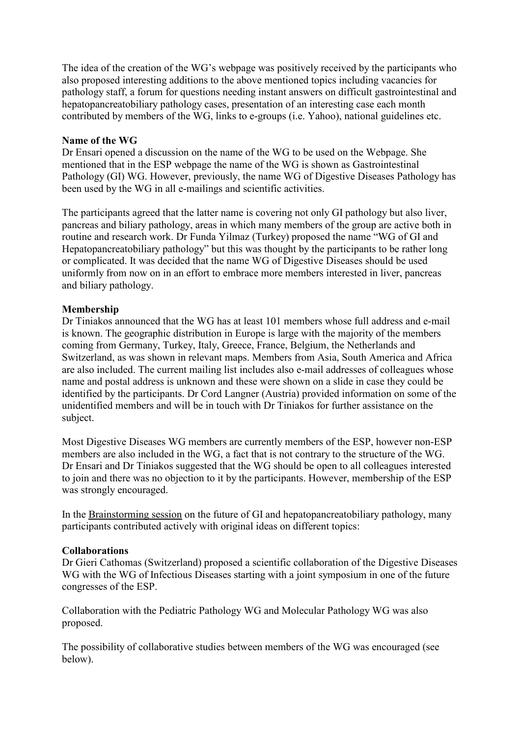The idea of the creation of the WG's webpage was positively received by the participants who also proposed interesting additions to the above mentioned topics including vacancies for pathology staff, a forum for questions needing instant answers on difficult gastrointestinal and hepatopancreatobiliary pathology cases, presentation of an interesting case each month contributed by members of the WG, links to e-groups (i.e. Yahoo), national guidelines etc.

**Name of the WG**

Dr Ensari opened a discussion on the name of the WG to be used on the Webpage. She mentioned that in the ESP webpage the name of the WG is shown as Gastrointestinal Pathology (GI) WG. However, previously, the name WG of Digestive Diseases Pathology has been used by the WG in all e-mailings and scientific activities.

The participants agreed that the latter name is covering not only GI pathology but also liver, pancreas and biliary pathology, areas in which many members of the group are active both in routine and research work. Dr Funda Yilmaz (Turkey) proposed the name "WG of GI and Hepatopancreatobiliary pathology" but this was thought by the participants to be rather long or complicated. It was decided that the name WG of Digestive Diseases should be used uniformly from now on in an effort to embrace more members interested in liver, pancreas and biliary pathology.

**Membership**

Dr Tiniakos announced that the WG has at least 101 members whose full address and e-mail is known. The geographic distribution in Europe is large with the majority of the members coming from Germany, Turkey, Italy, Greece, France, Belgium, the Netherlands and Switzerland, as was shown in relevant maps. Members from Asia, South America and Africa are also included. The current mailing list includes also e-mail addresses of colleagues whose name and postal address is unknown and these were shown on a slide in case they could be identified by the participants. Dr Cord Langner (Austria) provided information on some of the unidentified members and will be in touch with Dr Tiniakos for further assistance on the subject.

Most Digestive Diseases WG members are currently members of the ESP, however non-ESP members are also included in the WG, a fact that is not contrary to the structure of the WG. Dr Ensari and Dr Tiniakos suggested that the WG should be open to all colleagues interested to join and there was no objection to it by the participants. However, membership of the ESP was strongly encouraged.

In the Brainstorming session on the future of GI and hepatopancreatobiliary pathology, many participants contributed actively with original ideas on different topics:

**Collaborations**

Dr Gieri Cathomas (Switzerland) proposed a scientific collaboration of the Digestive Diseases WG with the WG of Infectious Diseases starting with a joint symposium in one of the future congresses of the ESP.

Collaboration with the Pediatric Pathology WG and Molecular Pathology WG was also proposed.

The possibility of collaborative studies between members of the WG was encouraged (see below).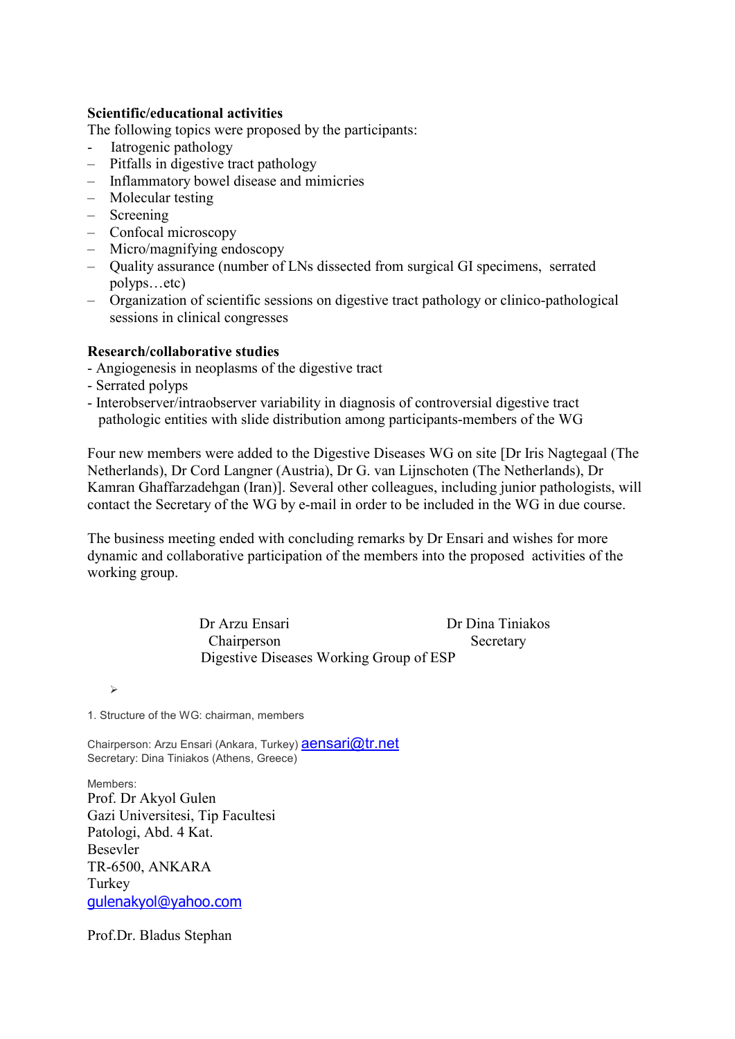**Scientific/educational activities**

The following topics were proposed by the participants:

- Iatrogenic pathology
- Pitfalls in digestive tract pathology
- Inflammatory bowel disease and mimicries
- Molecular testing
- Screening
- Confocal microscopy
- Micro/magnifying endoscopy
- Quality assurance (number of LNs dissected from surgical GI specimens, serrated polyps…etc)
- Organization of scientific sessions on digestive tract pathology or clinico-pathological sessions in clinical congresses

**Research/collaborative studies**

- Angiogenesis in neoplasms of the digestive tract
- Serrated polyps
- Interobserver/intraobserver variability in diagnosis of controversial digestive tract pathologic entities with slide distribution among participants-members of the WG

Four new members were added to the Digestive Diseases WG on site [Dr Iris Nagtegaal (The Netherlands), Dr Cord Langner (Austria), Dr G. van Lijnschoten (The Netherlands), Dr Kamran Ghaffarzadehgan (Iran)]. Several other colleagues, including junior pathologists, will contact the Secretary of the WG by e-mail in order to be included in the WG in due course.

The business meeting ended with concluding remarks by Dr Ensari and wishes for more dynamic and collaborative participation of the members into the proposed activities of the working group.

Dr Arzu Ensari
Chairperson

Dr Dina Tiniakos
Secretary

Digestive Diseases Working Group of ESP

➢

1. Structure of the WG: chairman, members

Chairperson: Arzu Ensari (Ankara, Turkey) aensari@tr.net
Secretary: Dina Tiniakos (Athens, Greece)

Members:

Prof. Dr Akyol Gulen
Gazi Universitesi, Tip Facultesi
Patologi, Abd. 4 Kat.
Besevler
TR-6500, ANKARA
Turkey
gulenakyol@yahoo.com

Prof.Dr. Bladus Stephan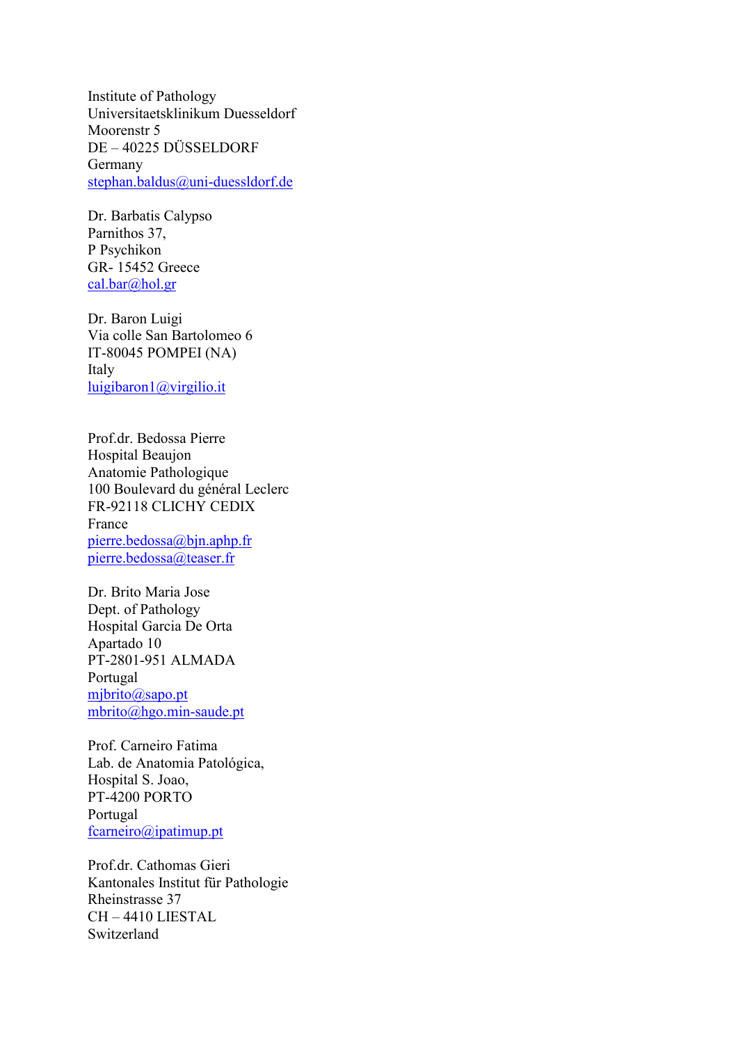Institute of Pathology  
Universitaetsklinikum Duesseldorf  
Moorenstr 5  
DE – 40225 DÜSSELDORF  
Germany  
stephan.baldus@uni-duessldorf.de

Dr. Barbatis Calypso  
Parnithos 37,  
P Psychikon  
GR- 15452 Greece  
cal.bar@hol.gr

Dr. Baron Luigi  
Via colle San Bartolomeo 6  
IT-80045 POMPEI (NA)  
Italy  
luigibaron1@virgilio.it

Prof.dr. Bedossa Pierre  
Hospital Beaujon  
Anatomie Pathologique  
100 Boulevard du général Leclerc  
FR-92118 CLICHY CEDIX  
France  
pierre.bedossa@bjn.aphp.fr  
pierre.bedossa@teaser.fr

Dr. Brito Maria Jose  
Dept. of Pathology  
Hospital Garcia De Orta  
Apartado 10  
PT-2801-951 ALMADA  
Portugal  
mjbrito@sapo.pt  
mbrito@hgo.min-saude.pt

Prof. Carneiro Fatima  
Lab. de Anatomia Patológica,  
Hospital S. Joao,  
PT-4200 PORTO  
Portugal  
fcarneiro@ipatimup.pt

Prof.dr. Cathomas Gieri  
Kantonales Institut für Pathologie  
Rheinstrasse 37  
CH – 4410 LIESTAL  
Switzerland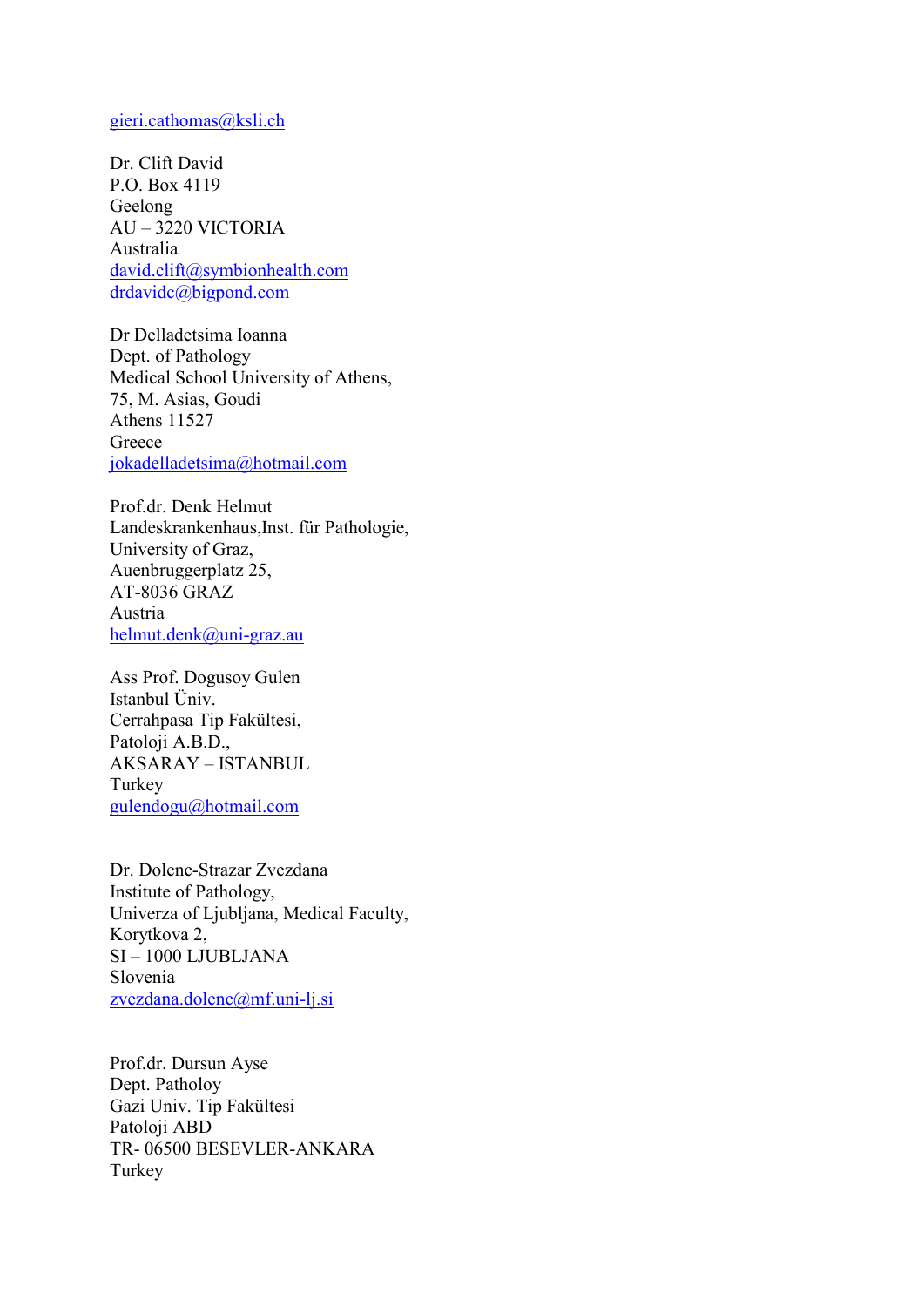gieri.cathomas@ksli.ch

Dr. Clift David
P.O. Box 4119
Geelong
AU – 3220 VICTORIA
Australia
david.clift@symbionhealth.com
drdavidc@bigpond.com

Dr Delladetsima Ioanna
Dept. of Pathology
Medical School University of Athens,
75, M. Asias, Goudi
Athens 11527
Greece
jokadelladetsima@hotmail.com

Prof.dr. Denk Helmut
Landeskrankenhaus,Inst. für Pathologie,
University of Graz,
Auenbruggerplatz 25,
AT-8036 GRAZ
Austria
helmut.denk@uni-graz.au

Ass Prof. Dogusoy Gulen
Istanbul Üniv.
Cerrahpasa Tip Fakültesi,
Patoloji A.B.D.,
AKSARAY – ISTANBUL
Turkey
gulendogu@hotmail.com

Dr. Dolenc-Strazar Zvezdana
Institute of Pathology,
Univerza of Ljubljana, Medical Faculty,
Korytkova 2,
SI – 1000 LJUBLJANA
Slovenia
zvezdana.dolenc@mf.uni-lj.si

Prof.dr. Dursun Ayse
Dept. Patholoy
Gazi Univ. Tip Fakültesi
Patoloji ABD
TR- 06500 BESEVLER-ANKARA
Turkey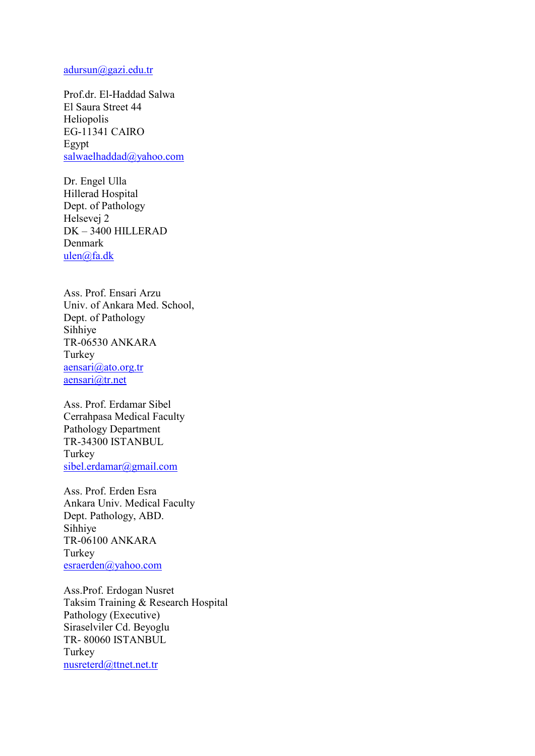adursun@gazi.edu.tr

Prof.dr. El-Haddad Salwa
El Saura Street 44
Heliopolis
EG-11341 CAIRO
Egypt
salwaelhaddad@yahoo.com

Dr. Engel Ulla
Hillerad Hospital
Dept. of Pathology
Helsevej 2
DK – 3400 HILLERAD
Denmark
ulen@fa.dk

Ass. Prof. Ensari Arzu
Univ. of Ankara Med. School,
Dept. of Pathology
Sihhiye
TR-06530 ANKARA
Turkey
aensari@ato.org.tr
aensari@tr.net

Ass. Prof. Erdamar Sibel
Cerrahpasa Medical Faculty
Pathology Department
TR-34300 ISTANBUL
Turkey
sibel.erdamar@gmail.com

Ass. Prof. Erden Esra
Ankara Univ. Medical Faculty
Dept. Pathology, ABD.
Sihhiye
TR-06100 ANKARA
Turkey
esraerden@yahoo.com

Ass.Prof. Erdogan Nusret
Taksim Training & Research Hospital
Pathology (Executive)
Siraselviler Cd. Beyoglu
TR- 80060 ISTANBUL
Turkey
nusreterd@ttnet.net.tr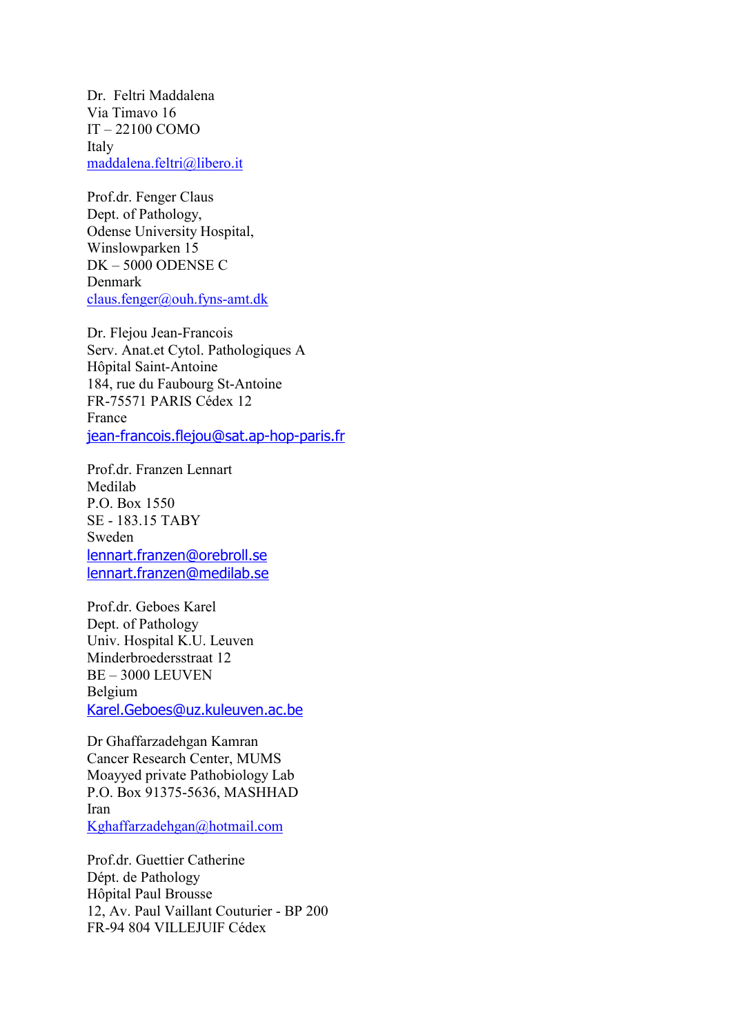Dr.  Feltri Maddalena
Via Timavo 16
IT – 22100 COMO
Italy
maddalena.feltri@libero.it

Prof.dr. Fenger Claus
Dept. of Pathology,
Odense University Hospital,
Winslowparken 15
DK – 5000 ODENSE C
Denmark
claus.fenger@ouh.fyns-amt.dk

Dr. Flejou Jean-Francois
Serv. Anat.et Cytol. Pathologiques A
Hôpital Saint-Antoine
184, rue du Faubourg St-Antoine
FR-75571 PARIS Cédex 12
France
jean-francois.flejou@sat.ap-hop-paris.fr

Prof.dr. Franzen Lennart
Medilab
P.O. Box 1550
SE - 183.15 TABY
Sweden
lennart.franzen@orebroll.se
lennart.franzen@medilab.se

Prof.dr. Geboes Karel
Dept. of Pathology
Univ. Hospital K.U. Leuven
Minderbroedersstraat 12
BE – 3000 LEUVEN
Belgium
Karel.Geboes@uz.kuleuven.ac.be

Dr Ghaffarzadehgan Kamran
Cancer Research Center, MUMS
Moayyed private Pathobiology Lab
P.O. Box 91375-5636, MASHHAD
Iran
Kghaffarzadehgan@hotmail.com

Prof.dr. Guettier Catherine
Dépt. de Pathology
Hôpital Paul Brousse
12, Av. Paul Vaillant Couturier - BP 200
FR-94 804 VILLEJUIF Cédex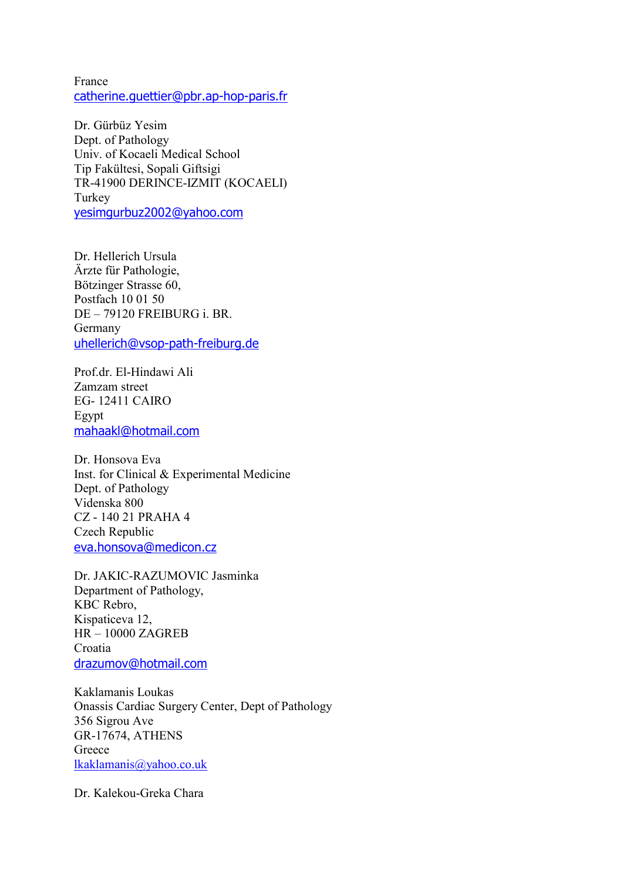France
catherine.guettier@pbr.ap-hop-paris.fr

Dr. Gürbüz Yesim
Dept. of Pathology
Univ. of Kocaeli Medical School
Tip Fakültesi, Sopali Giftsigi
TR-41900 DERINCE-IZMIT (KOCAELI)
Turkey
yesimgurbuz2002@yahoo.com

Dr. Hellerich Ursula
Ärzte für Pathologie,
Bötzinger Strasse 60,
Postfach 10 01 50
DE – 79120 FREIBURG i. BR.
Germany
uhellerich@vsop-path-freiburg.de

Prof.dr. El-Hindawi Ali
Zamzam street
EG- 12411 CAIRO
Egypt
mahaakl@hotmail.com

Dr. Honsova Eva
Inst. for Clinical & Experimental Medicine
Dept. of Pathology
Videnska 800
CZ - 140 21 PRAHA 4
Czech Republic
eva.honsova@medicon.cz

Dr. JAKIC-RAZUMOVIC Jasminka
Department of Pathology,
KBC Rebro,
Kispaticeva 12,
HR – 10000 ZAGREB
Croatia
drazumov@hotmail.com

Kaklamanis Loukas
Onassis Cardiac Surgery Center, Dept of Pathology
356 Sigrou Ave
GR-17674, ATHENS
Greece
lkaklamanis@yahoo.co.uk

Dr. Kalekou-Greka Chara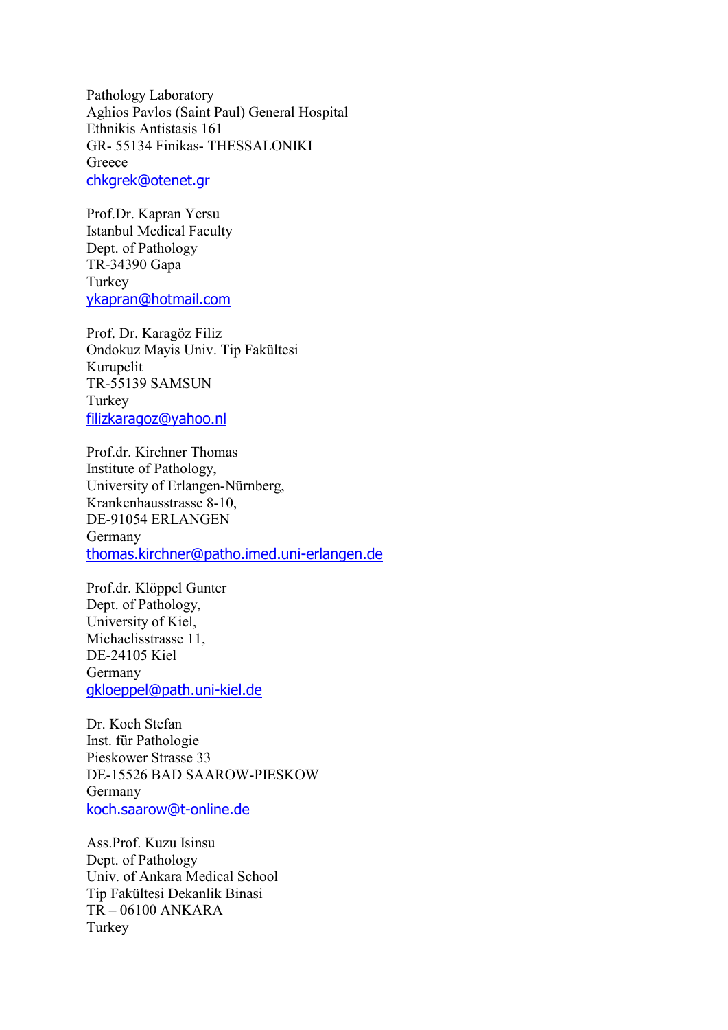Pathology Laboratory
Aghios Pavlos (Saint Paul) General Hospital
Ethnikis Antistasis 161
GR- 55134 Finikas- THESSALONIKI
Greece
chkgrek@otenet.gr

Prof.Dr. Kapran Yersu
Istanbul Medical Faculty
Dept. of Pathology
TR-34390 Gapa
Turkey
ykapran@hotmail.com

Prof. Dr. Karagöz Filiz
Ondokuz Mayis Univ. Tip Fakültesi
Kurupelit
TR-55139 SAMSUN
Turkey
filizkaragoz@yahoo.nl

Prof.dr. Kirchner Thomas
Institute of Pathology,
University of Erlangen-Nürnberg,
Krankenhausstrasse 8-10,
DE-91054 ERLANGEN
Germany
thomas.kirchner@patho.imed.uni-erlangen.de

Prof.dr. Klöppel Gunter
Dept. of Pathology,
University of Kiel,
Michaelisstrasse 11,
DE-24105 Kiel
Germany
gkloeppel@path.uni-kiel.de

Dr. Koch Stefan
Inst. für Pathologie
Pieskower Strasse 33
DE-15526 BAD SAAROW-PIESKOW
Germany
koch.saarow@t-online.de

Ass.Prof. Kuzu Isinsu
Dept. of Pathology
Univ. of Ankara Medical School
Tip Fakültesi Dekanlik Binasi
TR – 06100 ANKARA
Turkey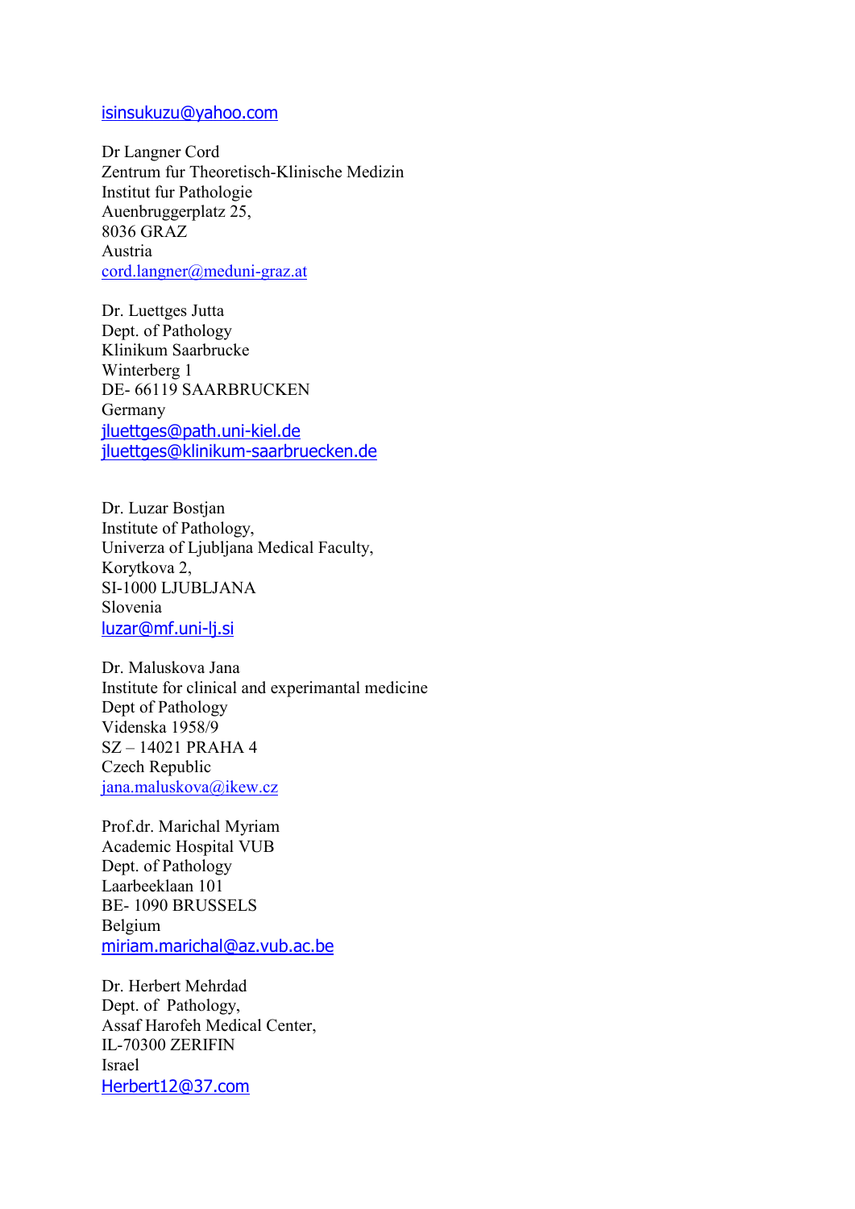isinsukuzu@yahoo.com

Dr Langner Cord
Zentrum fur Theoretisch-Klinische Medizin
Institut fur Pathologie
Auenbruggerplatz 25,
8036 GRAZ
Austria
cord.langner@meduni-graz.at

Dr. Luettges Jutta
Dept. of Pathology
Klinikum Saarbrucke
Winterberg 1
DE- 66119 SAARBRUCKEN
Germany
jluettges@path.uni-kiel.de
jluettges@klinikum-saarbruecken.de

Dr. Luzar Bostjan
Institute of Pathology,
Univerza of Ljubljana Medical Faculty,
Korytkova 2,
SI-1000 LJUBLJANA
Slovenia
luzar@mf.uni-lj.si

Dr. Maluskova Jana
Institute for clinical and experimantal medicine
Dept of Pathology
Videnska 1958/9
SZ – 14021 PRAHA 4
Czech Republic
jana.maluskova@ikew.cz

Prof.dr. Marichal Myriam
Academic Hospital VUB
Dept. of Pathology
Laarbeeklaan 101
BE- 1090 BRUSSELS
Belgium
miriam.marichal@az.vub.ac.be

Dr. Herbert Mehrdad
Dept. of Pathology,
Assaf Harofeh Medical Center,
IL-70300 ZERIFIN
Israel
Herbert12@37.com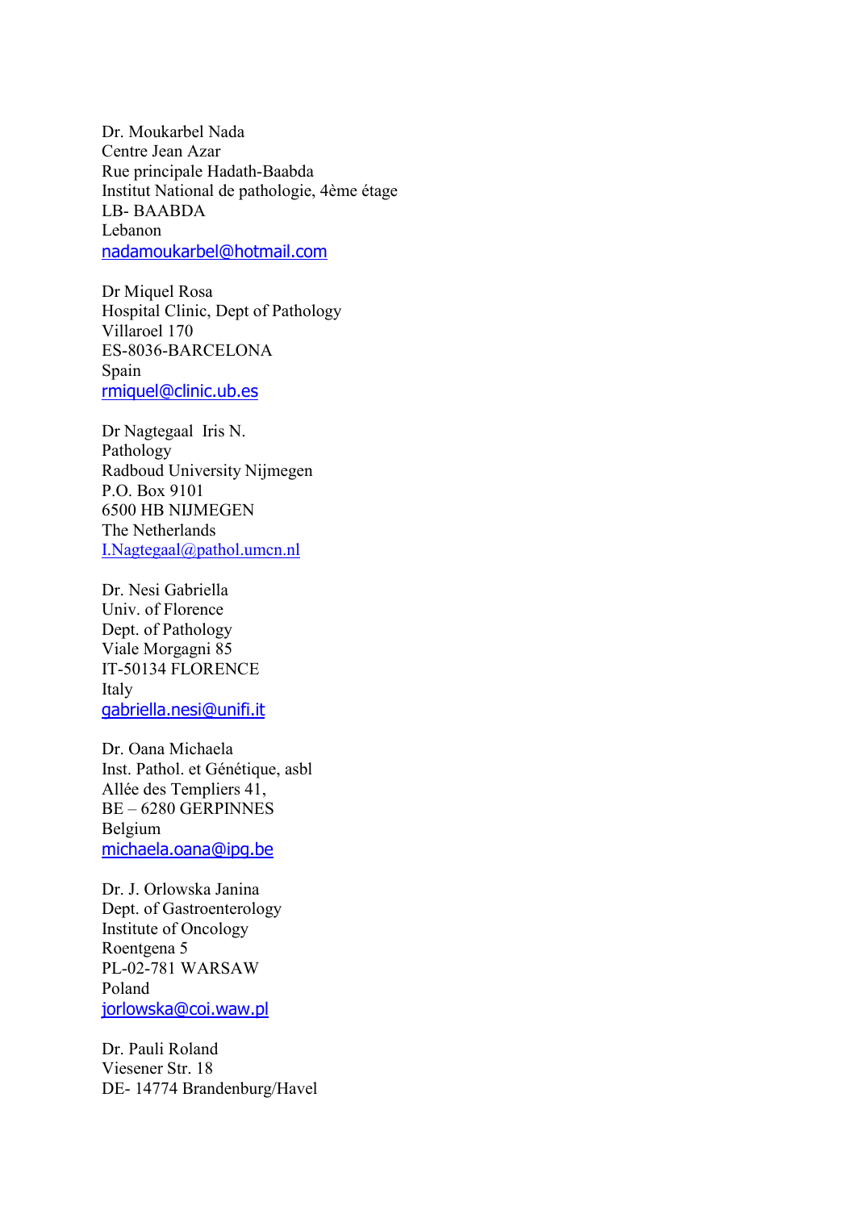Dr. Moukarbel Nada
Centre Jean Azar
Rue principale Hadath-Baabda
Institut National de pathologie, 4ème étage
LB- BAABDA
Lebanon
nadamoukarbel@hotmail.com

Dr Miquel Rosa
Hospital Clinic, Dept of Pathology
Villaroel 170
ES-8036-BARCELONA
Spain
rmiquel@clinic.ub.es

Dr Nagtegaal Iris N.
Pathology
Radboud University Nijmegen
P.O. Box 9101
6500 HB NIJMEGEN
The Netherlands
I.Nagtegaal@pathol.umcn.nl

Dr. Nesi Gabriella
Univ. of Florence
Dept. of Pathology
Viale Morgagni 85
IT-50134 FLORENCE
Italy
gabriella.nesi@unifi.it

Dr. Oana Michaela
Inst. Pathol. et Génétique, asbl
Allée des Templiers 41,
BE – 6280 GERPINNES
Belgium
michaela.oana@ipg.be

Dr. J. Orlowska Janina
Dept. of Gastroenterology
Institute of Oncology
Roentgena 5
PL-02-781 WARSAW
Poland
jorlowska@coi.waw.pl

Dr. Pauli Roland
Viesener Str. 18
DE- 14774 Brandenburg/Havel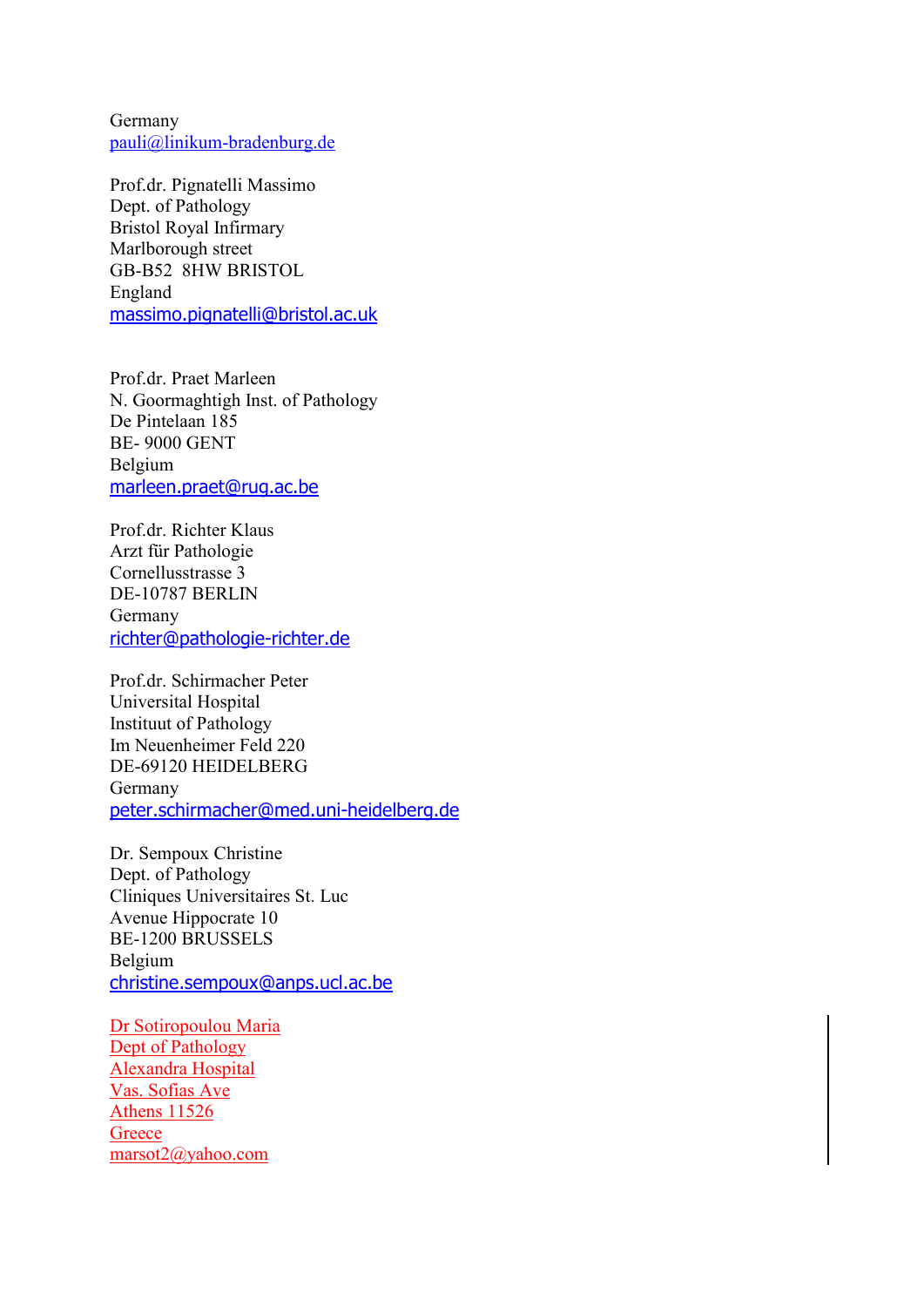Germany
pauli@linikum-bradenburg.de

Prof.dr. Pignatelli Massimo
Dept. of Pathology
Bristol Royal Infirmary
Marlborough street
GB-B52  8HW BRISTOL
England
massimo.pignatelli@bristol.ac.uk

Prof.dr. Praet Marleen
N. Goormaghtigh Inst. of Pathology
De Pintelaan 185
BE- 9000 GENT
Belgium
marleen.praet@rug.ac.be

Prof.dr. Richter Klaus
Arzt für Pathologie
Cornellusstrasse 3
DE-10787 BERLIN
Germany
richter@pathologie-richter.de

Prof.dr. Schirmacher Peter
Universital Hospital
Instituut of Pathology
Im Neuenheimer Feld 220
DE-69120 HEIDELBERG
Germany
peter.schirmacher@med.uni-heidelberg.de

Dr. Sempoux Christine
Dept. of Pathology
Cliniques Universitaires St. Luc
Avenue Hippocrate 10
BE-1200 BRUSSELS
Belgium
christine.sempoux@anps.ucl.ac.be

Dr Sotiropoulou Maria
Dept of Pathology
Alexandra Hospital
Vas. Sofias Ave
Athens 11526
Greece
marsot2@yahoo.com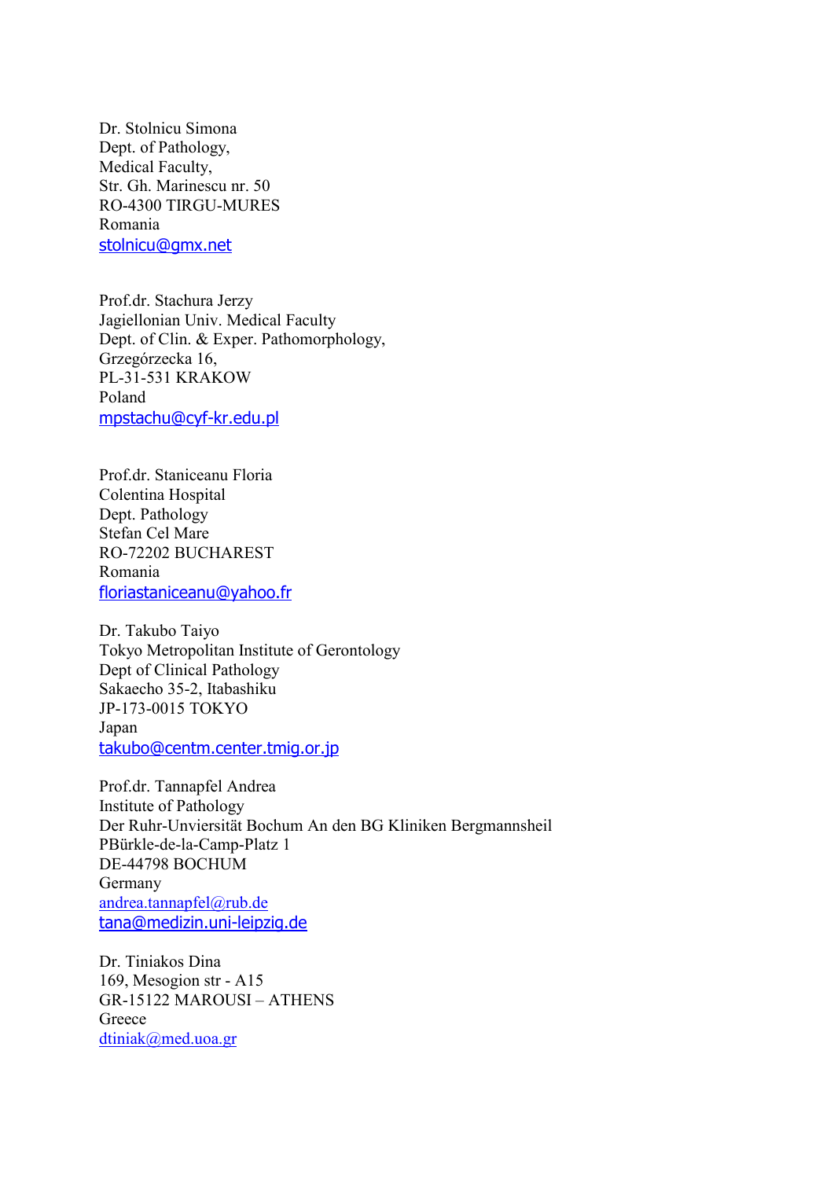Dr. Stolnicu Simona
Dept. of Pathology,
Medical Faculty,
Str. Gh. Marinescu nr. 50
RO-4300 TIRGU-MURES
Romania
stolnicu@gmx.net

Prof.dr. Stachura Jerzy
Jagiellonian Univ. Medical Faculty
Dept. of Clin. & Exper. Pathomorphology,
Grzegórzecka 16,
PL-31-531 KRAKOW
Poland
mpstachu@cyf-kr.edu.pl

Prof.dr. Staniceanu Floria
Colentina Hospital
Dept. Pathology
Stefan Cel Mare
RO-72202 BUCHAREST
Romania
floriastaniceanu@yahoo.fr

Dr. Takubo Taiyo
Tokyo Metropolitan Institute of Gerontology
Dept of Clinical Pathology
Sakaecho 35-2, Itabashiku
JP-173-0015 TOKYO
Japan
takubo@centm.center.tmig.or.jp

Prof.dr. Tannapfel Andrea
Institute of Pathology
Der Ruhr-Unviersität Bochum An den BG Kliniken Bergmannsheil
PBürkle-de-la-Camp-Platz 1
DE-44798 BOCHUM
Germany
andrea.tannapfel@rub.de
tana@medizin.uni-leipzig.de

Dr. Tiniakos Dina
169, Mesogion str - A15
GR-15122 MAROUSI – ATHENS
Greece
dtiniak@med.uoa.gr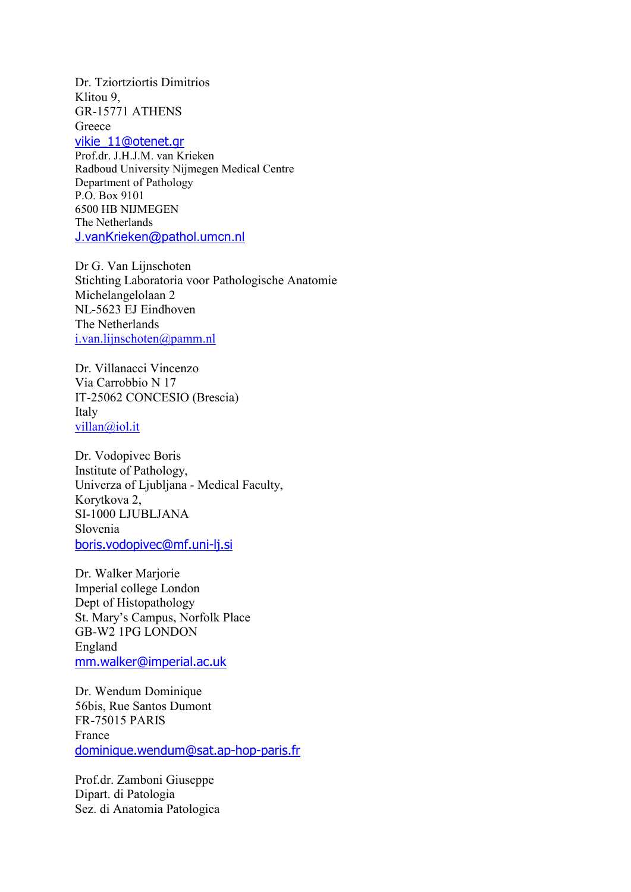Dr. Tziortziortis Dimitrios  
Klitou 9,  
GR-15771 ATHENS  
Greece  
vikie_11@otenet.gr  
Prof.dr. J.H.J.M. van Krieken  
Radboud University Nijmegen Medical Centre  
Department of Pathology  
P.O. Box 9101  
6500 HB NIJMEGEN  
The Netherlands  
J.vanKrieken@pathol.umcn.nl

Dr G. Van Lijnschoten  
Stichting Laboratoria voor Pathologische Anatomie  
Michelangelolaan 2  
NL-5623 EJ Eindhoven  
The Netherlands  
i.van.lijnschoten@pamm.nl

Dr. Villanacci Vincenzo  
Via Carrobbio N 17  
IT-25062 CONCESIO (Brescia)  
Italy  
villan@iol.it

Dr. Vodopivec Boris  
Institute of Pathology,  
Univerza of Ljubljana - Medical Faculty,  
Korytkova 2,  
SI-1000 LJUBLJANA  
Slovenia  
boris.vodopivec@mf.uni-lj.si

Dr. Walker Marjorie  
Imperial college London  
Dept of Histopathology  
St. Mary's Campus, Norfolk Place  
GB-W2 1PG LONDON  
England  
mm.walker@imperial.ac.uk

Dr. Wendum Dominique  
56bis, Rue Santos Dumont  
FR-75015 PARIS  
France  
dominique.wendum@sat.ap-hop-paris.fr

Prof.dr. Zamboni Giuseppe  
Dipart. di Patologia  
Sez. di Anatomia Patologica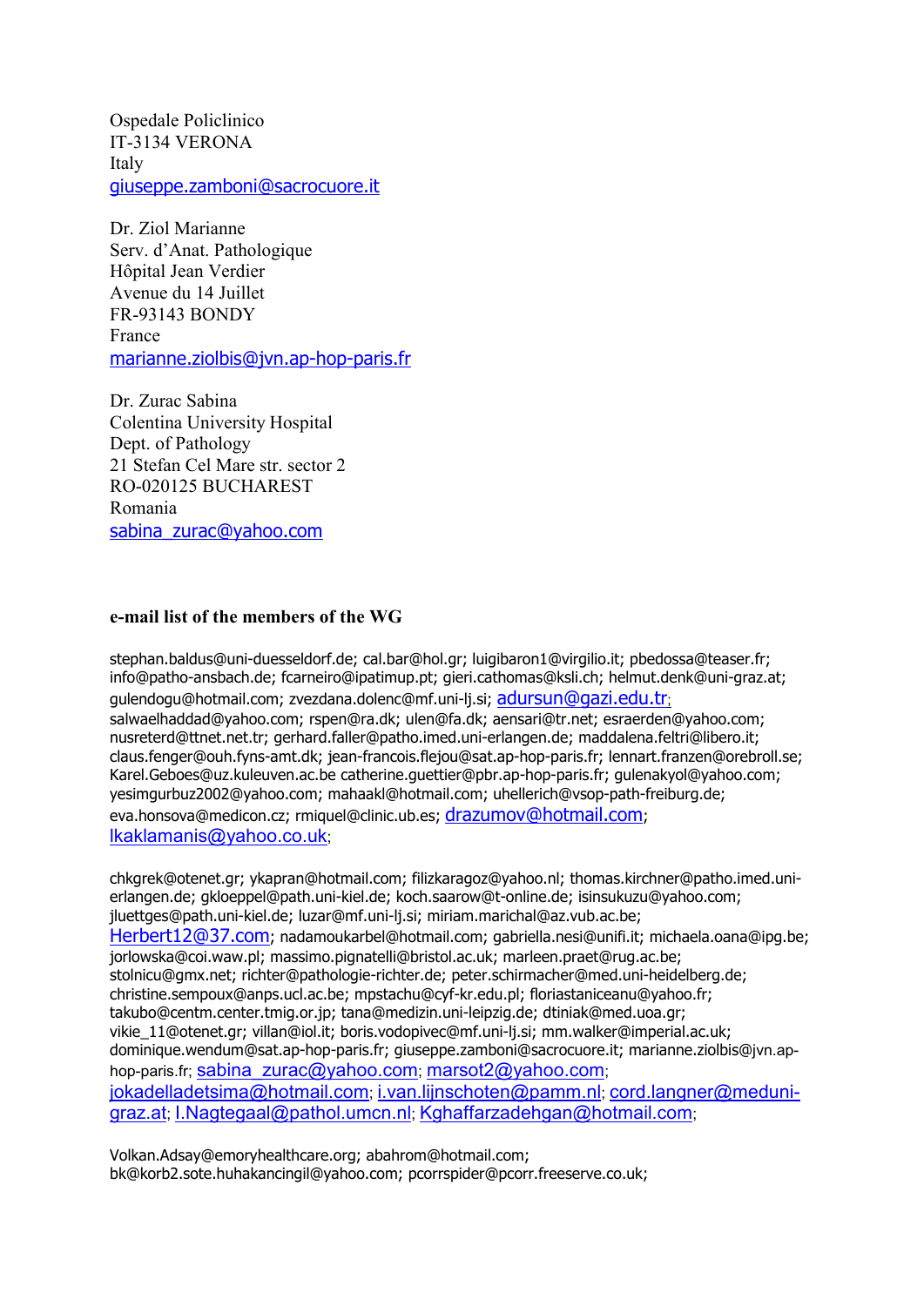Ospedale Policlinico
IT-3134 VERONA
Italy
giuseppe.zamboni@sacrocuore.it

Dr. Ziol Marianne
Serv. d'Anat. Pathologique
Hôpital Jean Verdier
Avenue du 14 Juillet
FR-93143 BONDY
France
marianne.ziolbis@jvn.ap-hop-paris.fr

Dr. Zurac Sabina
Colentina University Hospital
Dept. of Pathology
21 Stefan Cel Mare str. sector 2
RO-020125 BUCHAREST
Romania
sabina_zurac@yahoo.com

**e-mail list of the members of the WG**

stephan.baldus@uni-duesseldorf.de; cal.bar@hol.gr; luigibaron1@virgilio.it; pbedossa@teaser.fr; info@patho-ansbach.de; fcarneiro@ipatimup.pt; gieri.cathomas@ksli.ch; helmut.denk@uni-graz.at; gulendogu@hotmail.com; zvezdana.dolenc@mf.uni-lj.si; adursun@gazi.edu.tr; salwaelhaddad@yahoo.com; rspen@ra.dk; ulen@fa.dk; aensari@tr.net; esraerden@yahoo.com; nusreterd@ttnet.net.tr; gerhard.faller@patho.imed.uni-erlangen.de; maddalena.feltri@libero.it; claus.fenger@ouh.fyns-amt.dk; jean-francois.flejou@sat.ap-hop-paris.fr; lennart.franzen@orebroll.se; Karel.Geboes@uz.kuleuven.ac.be catherine.guettier@pbr.ap-hop-paris.fr; gulenakyol@yahoo.com; yesimgurbuz2002@yahoo.com; mahaakl@hotmail.com; uhellerich@vsop-path-freiburg.de; eva.honsova@medicon.cz; rmiquel@clinic.ub.es; drazumov@hotmail.com; lkaklamanis@yahoo.co.uk;

chkgrek@otenet.gr; ykapran@hotmail.com; filizkaragoz@yahoo.nl; thomas.kirchner@patho.imed.uni-erlangen.de; gkloeppel@path.uni-kiel.de; koch.saarow@t-online.de; isinsukuzu@yahoo.com; jluettges@path.uni-kiel.de; luzar@mf.uni-lj.si; miriam.marichal@az.vub.ac.be; Herbert12@37.com; nadamoukarbel@hotmail.com; gabriella.nesi@unifi.it; michaela.oana@ipg.be; jorlowska@coi.waw.pl; massimo.pignatelli@bristol.ac.uk; marleen.praet@rug.ac.be; stolnicu@gmx.net; richter@pathologie-richter.de; peter.schirmacher@med.uni-heidelberg.de; christine.sempoux@anps.ucl.ac.be; mpstachu@cyf-kr.edu.pl; floriastaniceanu@yahoo.fr; takubo@centm.center.tmig.or.jp; tana@medizin.uni-leipzig.de; dtiniak@med.uoa.gr; vikie_11@otenet.gr; villan@iol.it; boris.vodopivec@mf.uni-lj.si; mm.walker@imperial.ac.uk; dominique.wendum@sat.ap-hop-paris.fr; giuseppe.zamboni@sacrocuore.it; marianne.ziolbis@jvn.ap-hop-paris.fr; sabina_zurac@yahoo.com; marsot2@yahoo.com; jokadelladetsima@hotmail.com; i.van.lijnschoten@pamm.nl; cord.langner@meduni-graz.at; I.Nagtegaal@pathol.umcn.nl; Kghaffarzadehgan@hotmail.com;

Volkan.Adsay@emoryhealthcare.org; abahrom@hotmail.com; bk@korb2.sote.huhakancingil@yahoo.com; pcorrspider@pcorr.freeserve.co.uk;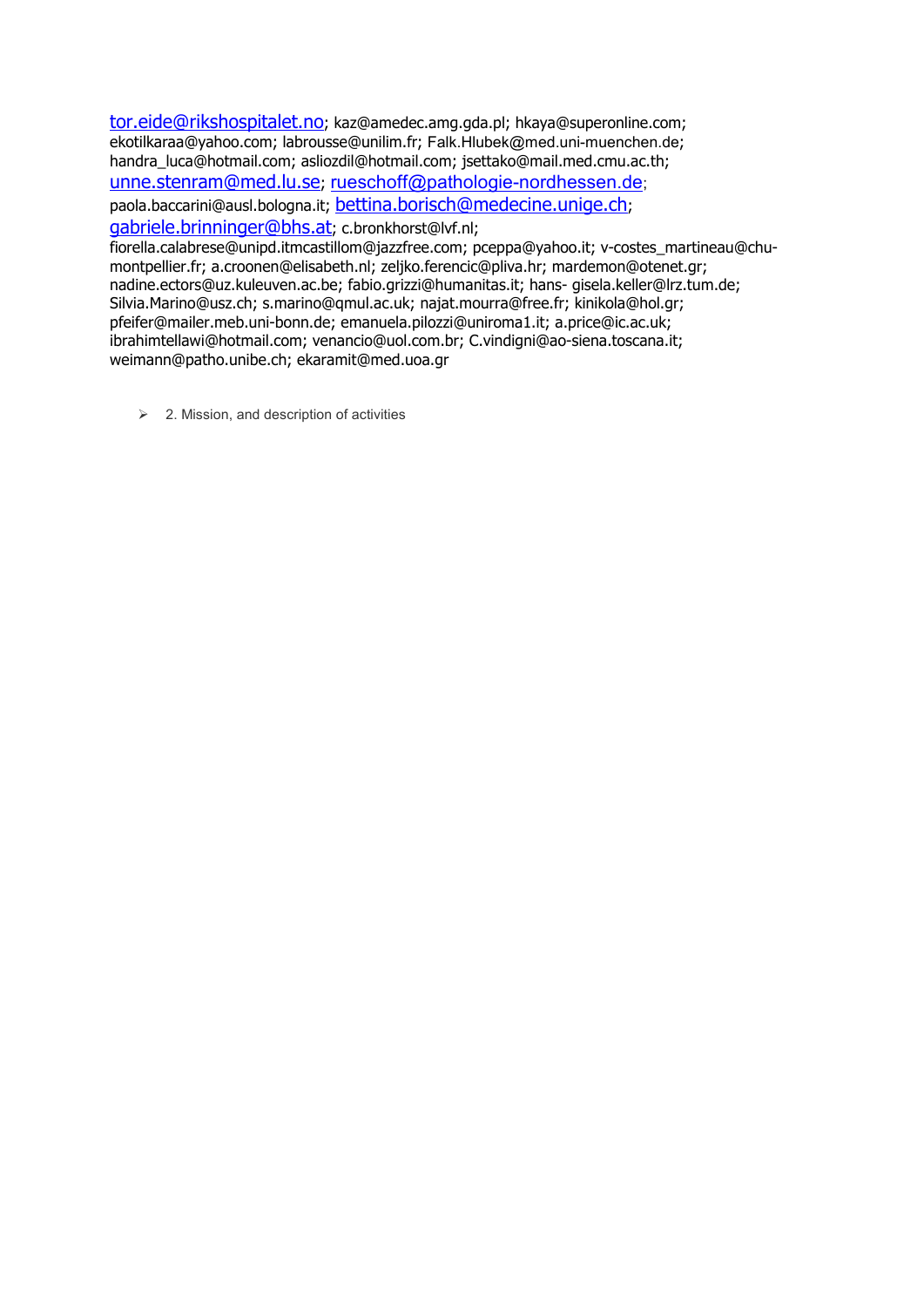tor.eide@rikshospitalet.no; kaz@amedec.amg.gda.pl; hkaya@superonline.com; ekotilkaraa@yahoo.com; labrousse@unilim.fr; Falk.Hlubek@med.uni-muenchen.de; handra_luca@hotmail.com; asliozdil@hotmail.com; jsettako@mail.med.cmu.ac.th; unne.stenram@med.lu.se; rueschoff@pathologie-nordhessen.de; paola.baccarini@ausl.bologna.it; bettina.borisch@medecine.unige.ch; gabriele.brinninger@bhs.at; c.bronkhorst@lvf.nl; fiorella.calabrese@unipd.itmcastillom@jazzfree.com; pceppa@yahoo.it; v-costes_martineau@chu-montpellier.fr; a.croonen@elisabeth.nl; zeljko.ferencic@pliva.hr; mardemon@otenet.gr; nadine.ectors@uz.kuleuven.ac.be; fabio.grizzi@humanitas.it; hans- gisela.keller@lrz.tum.de; Silvia.Marino@usz.ch; s.marino@qmul.ac.uk; najat.mourra@free.fr; kinikola@hol.gr; pfeifer@mailer.meb.uni-bonn.de; emanuela.pilozzi@uniroma1.it; a.price@ic.ac.uk; ibrahimtellawi@hotmail.com; venancio@uol.com.br; C.vindigni@ao-siena.toscana.it; weimann@patho.unibe.ch; ekaramit@med.uoa.gr

- 2. Mission, and description of activities